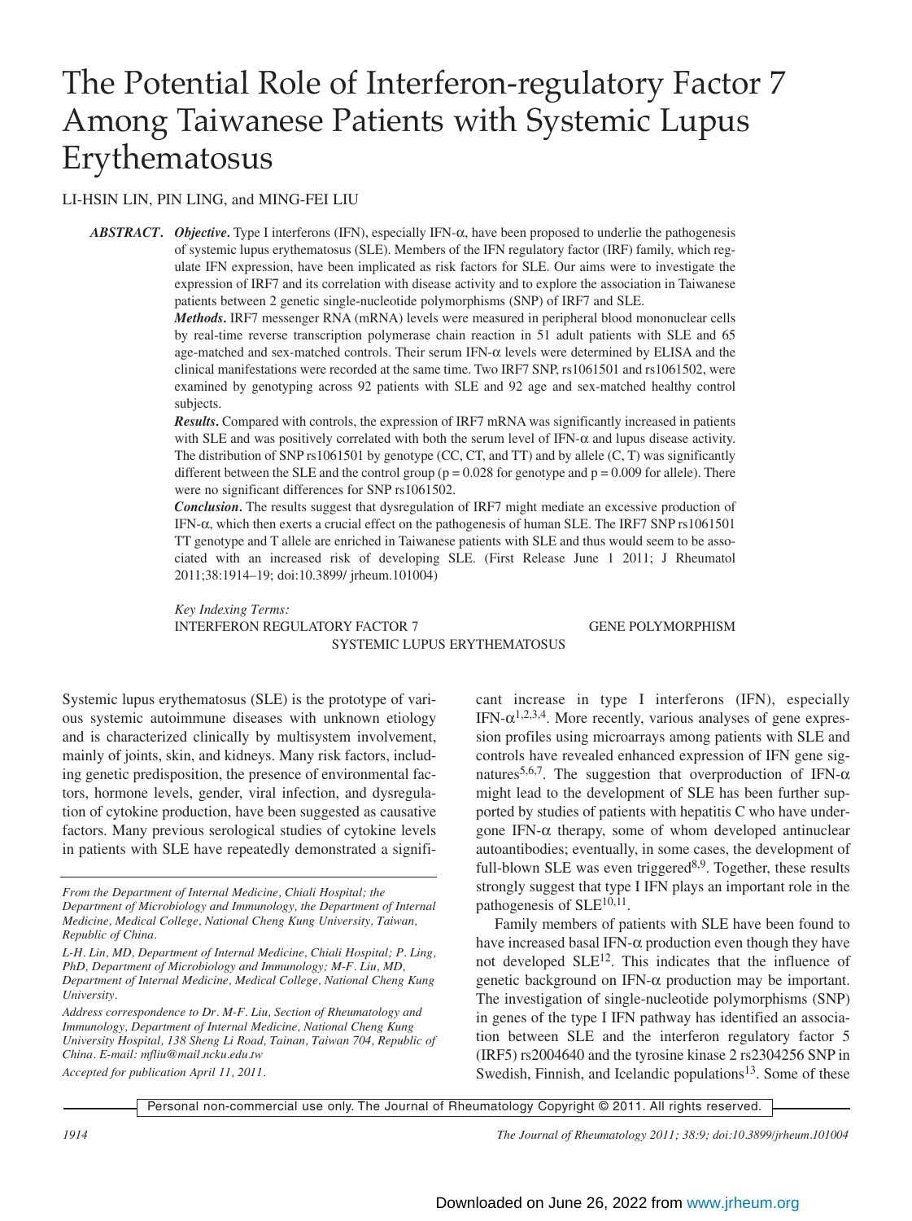# The Potential Role of Interferon-regulatory Factor 7 Among Taiwanese Patients with Systemic Lupus Erythematosus

LI-HSIN LIN, PIN LING, and MING-FEI LIU

***ABSTRACT.*** ***Objective.*** Type I interferons (IFN), especially IFN-α, have been proposed to underlie the pathogenesis of systemic lupus erythematosus (SLE). Members of the IFN regulatory factor (IRF) family, which regulate IFN expression, have been implicated as risk factors for SLE. Our aims were to investigate the expression of IRF7 and its correlation with disease activity and to explore the association in Taiwanese patients between 2 genetic single-nucleotide polymorphisms (SNP) of IRF7 and SLE.

***Methods.*** IRF7 messenger RNA (mRNA) levels were measured in peripheral blood mononuclear cells by real-time reverse transcription polymerase chain reaction in 51 adult patients with SLE and 65 age-matched and sex-matched controls. Their serum IFN-α levels were determined by ELISA and the clinical manifestations were recorded at the same time. Two IRF7 SNP, rs1061501 and rs1061502, were examined by genotyping across 92 patients with SLE and 92 age and sex-matched healthy control subjects.

***Results.*** Compared with controls, the expression of IRF7 mRNA was significantly increased in patients with SLE and was positively correlated with both the serum level of IFN-α and lupus disease activity. The distribution of SNP rs1061501 by genotype (CC, CT, and TT) and by allele (C, T) was significantly different between the SLE and the control group ($p = 0.028$ for genotype and $p = 0.009$ for allele). There were no significant differences for SNP rs1061502.

***Conclusion.*** The results suggest that dysregulation of IRF7 might mediate an excessive production of IFN-α, which then exerts a crucial effect on the pathogenesis of human SLE. The IRF7 SNP rs1061501 TT genotype and T allele are enriched in Taiwanese patients with SLE and thus would seem to be associated with an increased risk of developing SLE. (First Release June 1 2011; J Rheumatol 2011;38:1914–19; doi:10.3899/ jrheum.101004)

*Key Indexing Terms:*
INTERFERON REGULATORY FACTOR 7 GENE POLYMORPHISM SYSTEMIC LUPUS ERYTHEMATOSUS

Systemic lupus erythematosus (SLE) is the prototype of various systemic autoimmune diseases with unknown etiology and is characterized clinically by multisystem involvement, mainly of joints, skin, and kidneys. Many risk factors, including genetic predisposition, the presence of environmental factors, hormone levels, gender, viral infection, and dysregulation of cytokine production, have been suggested as causative factors. Many previous serological studies of cytokine levels in patients with SLE have repeatedly demonstrated a significant increase in type I interferons (IFN), especially IFN-α[1,2,3,4]. More recently, various analyses of gene expression profiles using microarrays among patients with SLE and controls have revealed enhanced expression of IFN gene signatures[5,6,7]. The suggestion that overproduction of IFN-α might lead to the development of SLE has been further supported by studies of patients with hepatitis C who have undergone IFN-α therapy, some of whom developed antinuclear autoantibodies; eventually, in some cases, the development of full-blown SLE was even triggered[8,9]. Together, these results strongly suggest that type I IFN plays an important role in the pathogenesis of SLE[10,11].

Family members of patients with SLE have been found to have increased basal IFN-α production even though they have not developed SLE[12]. This indicates that the influence of genetic background on IFN-α production may be important. The investigation of single-nucleotide polymorphisms (SNP) in genes of the type I IFN pathway has identified an association between SLE and the interferon regulatory factor 5 (IRF5) rs2004640 and the tyrosine kinase 2 rs2304256 SNP in Swedish, Finnish, and Icelandic populations[13]. Some of these

*From the Department of Internal Medicine, Chiali Hospital; the Department of Microbiology and Immunology, the Department of Internal Medicine, Medical College, National Cheng Kung University, Taiwan, Republic of China.*

*L-H. Lin, MD, Department of Internal Medicine, Chiali Hospital; P. Ling, PhD, Department of Microbiology and Immunology; M-F. Liu, MD, Department of Internal Medicine, Medical College, National Cheng Kung University.*

*Address correspondence to Dr. M-F. Liu, Section of Rheumatology and Immunology, Department of Internal Medicine, National Cheng Kung University Hospital, 138 Sheng Li Road, Tainan, Taiwan 704, Republic of China. E-mail: mfliu@mail.ncku.edu.tw*

*Accepted for publication April 11, 2011.*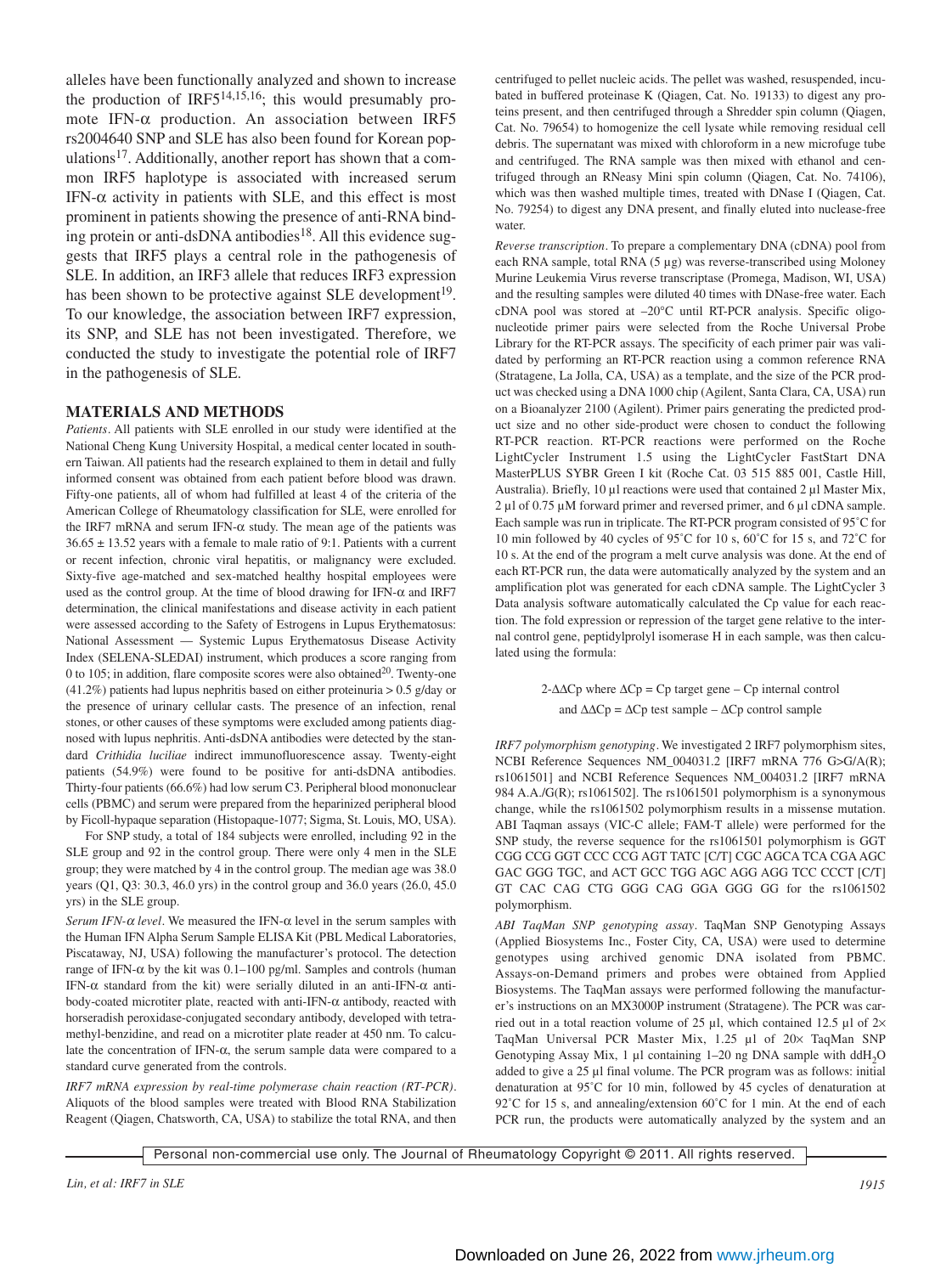alleles have been functionally analyzed and shown to increase the production of IRF5[14,15,16]; this would presumably promote IFN-α production. An association between IRF5 rs2004640 SNP and SLE has also been found for Korean populations[17]. Additionally, another report has shown that a common IRF5 haplotype is associated with increased serum IFN-α activity in patients with SLE, and this effect is most prominent in patients showing the presence of anti-RNA binding protein or anti-dsDNA antibodies[18]. All this evidence suggests that IRF5 plays a central role in the pathogenesis of SLE. In addition, an IRF3 allele that reduces IRF3 expression has been shown to be protective against SLE development[19]. To our knowledge, the association between IRF7 expression, its SNP, and SLE has not been investigated. Therefore, we conducted the study to investigate the potential role of IRF7 in the pathogenesis of SLE.

## MATERIALS AND METHODS

*Patients*. All patients with SLE enrolled in our study were identified at the National Cheng Kung University Hospital, a medical center located in southern Taiwan. All patients had the research explained to them in detail and fully informed consent was obtained from each patient before blood was drawn. Fifty-one patients, all of whom had fulfilled at least 4 of the criteria of the American College of Rheumatology classification for SLE, were enrolled for the IRF7 mRNA and serum IFN-α study. The mean age of the patients was 36.65 ± 13.52 years with a female to male ratio of 9:1. Patients with a current or recent infection, chronic viral hepatitis, or malignancy were excluded. Sixty-five age-matched and sex-matched healthy hospital employees were used as the control group. At the time of blood drawing for IFN-α and IRF7 determination, the clinical manifestations and disease activity in each patient were assessed according to the Safety of Estrogens in Lupus Erythematosus: National Assessment — Systemic Lupus Erythematosus Disease Activity Index (SELENA-SLEDAI) instrument, which produces a score ranging from 0 to 105; in addition, flare composite scores were also obtained[20]. Twenty-one (41.2%) patients had lupus nephritis based on either proteinuria > 0.5 g/day or the presence of urinary cellular casts. The presence of an infection, renal stones, or other causes of these symptoms were excluded among patients diagnosed with lupus nephritis. Anti-dsDNA antibodies were detected by the standard *Crithidia luciliae* indirect immunofluorescence assay. Twenty-eight patients (54.9%) were found to be positive for anti-dsDNA antibodies. Thirty-four patients (66.6%) had low serum C3. Peripheral blood mononuclear cells (PBMC) and serum were prepared from the heparinized peripheral blood by Ficoll-hypaque separation (Histopaque-1077; Sigma, St. Louis, MO, USA).

For SNP study, a total of 184 subjects were enrolled, including 92 in the SLE group and 92 in the control group. There were only 4 men in the SLE group; they were matched by 4 in the control group. The median age was 38.0 years (Q1, Q3: 30.3, 46.0 yrs) in the control group and 36.0 years (26.0, 45.0 yrs) in the SLE group.

*Serum IFN-α level*. We measured the IFN-α level in the serum samples with the Human IFN Alpha Serum Sample ELISA Kit (PBL Medical Laboratories, Piscataway, NJ, USA) following the manufacturer's protocol. The detection range of IFN-α by the kit was 0.1–100 pg/ml. Samples and controls (human IFN-α standard from the kit) were serially diluted in an anti-IFN-α antibody-coated microtiter plate, reacted with anti-IFN-α antibody, reacted with horseradish peroxidase-conjugated secondary antibody, developed with tetramethyl-benzidine, and read on a microtiter plate reader at 450 nm. To calculate the concentration of IFN-α, the serum sample data were compared to a standard curve generated from the controls.

*IRF7 mRNA expression by real-time polymerase chain reaction (RT-PCR)*. Aliquots of the blood samples were treated with Blood RNA Stabilization Reagent (Qiagen, Chatsworth, CA, USA) to stabilize the total RNA, and then centrifuged to pellet nucleic acids. The pellet was washed, resuspended, incubated in buffered proteinase K (Qiagen, Cat. No. 19133) to digest any proteins present, and then centrifuged through a Shredder spin column (Qiagen, Cat. No. 79654) to homogenize the cell lysate while removing residual cell debris. The supernatant was mixed with chloroform in a new microfuge tube and centrifuged. The RNA sample was then mixed with ethanol and centrifuged through an RNeasy Mini spin column (Qiagen, Cat. No. 74106), which was then washed multiple times, treated with DNase I (Qiagen, Cat. No. 79254) to digest any DNA present, and finally eluted into nuclease-free water.

*Reverse transcription*. To prepare a complementary DNA (cDNA) pool from each RNA sample, total RNA (5 µg) was reverse-transcribed using Moloney Murine Leukemia Virus reverse transcriptase (Promega, Madison, WI, USA) and the resulting samples were diluted 40 times with DNase-free water. Each cDNA pool was stored at –20°C until RT-PCR analysis. Specific oligonucleotide primer pairs were selected from the Roche Universal Probe Library for the RT-PCR assays. The specificity of each primer pair was validated by performing an RT-PCR reaction using a common reference RNA (Stratagene, La Jolla, CA, USA) as a template, and the size of the PCR product was checked using a DNA 1000 chip (Agilent, Santa Clara, CA, USA) run on a Bioanalyzer 2100 (Agilent). Primer pairs generating the predicted product size and no other side-product were chosen to conduct the following RT-PCR reaction. RT-PCR reactions were performed on the Roche LightCycler Instrument 1.5 using the LightCycler FastStart DNA MasterPLUS SYBR Green I kit (Roche Cat. 03 515 885 001, Castle Hill, Australia). Briefly, 10 µl reactions were used that contained 2 µl Master Mix, 2 µl of 0.75 µM forward primer and reversed primer, and 6 µl cDNA sample. Each sample was run in triplicate. The RT-PCR program consisted of 95°C for 10 min followed by 40 cycles of 95°C for 10 s, 60°C for 15 s, and 72°C for 10 s. At the end of the program a melt curve analysis was done. At the end of each RT-PCR run, the data were automatically analyzed by the system and an amplification plot was generated for each cDNA sample. The LightCycler 3 Data analysis software automatically calculated the Cp value for each reaction. The fold expression or repression of the target gene relative to the internal control gene, peptidylprolyl isomerase H in each sample, was then calculated using the formula:

$$2^{-\Delta\Delta Cp} \text{ where } \Delta Cp = Cp \text{ target gene} - Cp \text{ internal control}$$
$$\text{and } \Delta\Delta Cp = \Delta Cp \text{ test sample} - \Delta Cp \text{ control sample}$$

*IRF7 polymorphism genotyping*. We investigated 2 IRF7 polymorphism sites, NCBI Reference Sequences NM_004031.2 [IRF7 mRNA 776 G>G/A(R); rs1061501] and NCBI Reference Sequences NM_004031.2 [IRF7 mRNA 984 A.A./G(R); rs1061502]. The rs1061501 polymorphism is a synonymous change, while the rs1061502 polymorphism results in a missense mutation. ABI Taqman assays (VIC-C allele; FAM-T allele) were performed for the SNP study, the reverse sequence for the rs1061501 polymorphism is GGT CGG CCG GGT CCC CCG AGT TATC [C/T] CGC AGCA TCA CGA AGC GAC GGG TGC, and ACT GCC TGG AGC AGG AGG TCC CCCT [C/T] GT CAC CAG CTG GGG CAG GGA GGG GG for the rs1061502 polymorphism.

*ABI TaqMan SNP genotyping assay*. TaqMan SNP Genotyping Assays (Applied Biosystems Inc., Foster City, CA, USA) were used to determine genotypes using archived genomic DNA isolated from PBMC. Assays-on-Demand primers and probes were obtained from Applied Biosystems. The TaqMan assays were performed following the manufacturer's instructions on an MX3000P instrument (Stratagene). The PCR was carried out in a total reaction volume of 25 µl, which contained 12.5 µl of 2× TaqMan Universal PCR Master Mix, 1.25 µl of 20× TaqMan SNP Genotyping Assay Mix, 1 µl containing 1–20 ng DNA sample with $ddH_2O$ added to give a 25 µl final volume. The PCR program was as follows: initial denaturation at 95°C for 10 min, followed by 45 cycles of denaturation at 92°C for 15 s, and annealing/extension 60°C for 1 min. At the end of each PCR run, the products were automatically analyzed by the system and an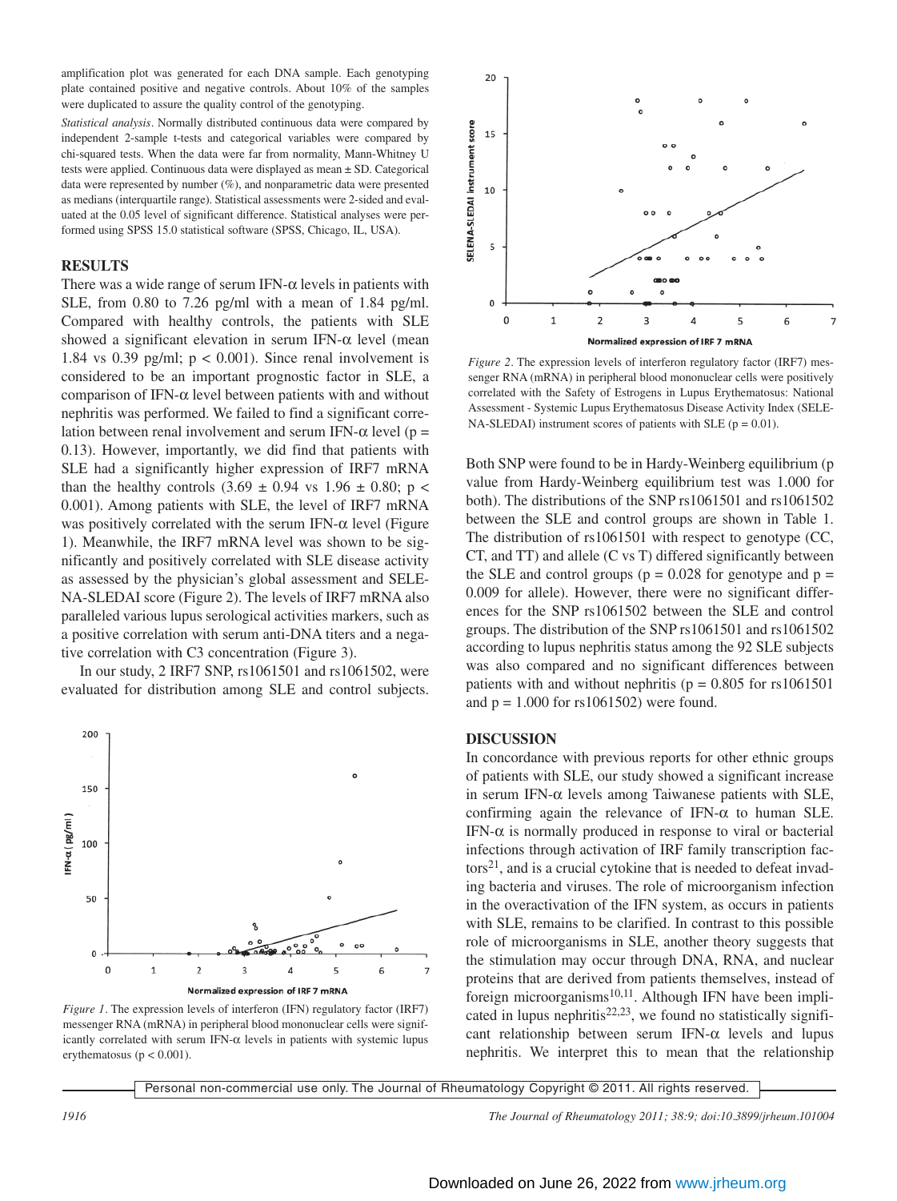amplification plot was generated for each DNA sample. Each genotyping plate contained positive and negative controls. About 10% of the samples were duplicated to assure the quality control of the genotyping.

*Statistical analysis*. Normally distributed continuous data were compared by independent 2-sample t-tests and categorical variables were compared by chi-squared tests. When the data were far from normality, Mann-Whitney U tests were applied. Continuous data were displayed as mean ± SD. Categorical data were represented by number (%), and nonparametric data were presented as medians (interquartile range). Statistical assessments were 2-sided and evaluated at the 0.05 level of significant difference. Statistical analyses were performed using SPSS 15.0 statistical software (SPSS, Chicago, IL, USA).

## RESULTS

There was a wide range of serum IFN-α levels in patients with SLE, from 0.80 to 7.26 pg/ml with a mean of 1.84 pg/ml. Compared with healthy controls, the patients with SLE showed a significant elevation in serum IFN-α level (mean 1.84 vs 0.39 pg/ml; $p < 0.001$). Since renal involvement is considered to be an important prognostic factor in SLE, a comparison of IFN-α level between patients with and without nephritis was performed. We failed to find a significant correlation between renal involvement and serum IFN-α level ($p = 0.13$). However, importantly, we did find that patients with SLE had a significantly higher expression of IRF7 mRNA than the healthy controls (3.69 ± 0.94 vs 1.96 ± 0.80; $p < 0.001$). Among patients with SLE, the level of IRF7 mRNA was positively correlated with the serum IFN-α level (Figure 1). Meanwhile, the IRF7 mRNA level was shown to be significantly and positively correlated with SLE disease activity as assessed by the physician's global assessment and SELENA-SLEDAI score (Figure 2). The levels of IRF7 mRNA also paralleled various lupus serological activities markers, such as a positive correlation with serum anti-DNA titers and a negative correlation with C3 concentration (Figure 3).

In our study, 2 IRF7 SNP, rs1061501 and rs1061502, were evaluated for distribution among SLE and control subjects. Both SNP were found to be in Hardy-Weinberg equilibrium (p value from Hardy-Weinberg equilibrium test was 1.000 for both). The distributions of the SNP rs1061501 and rs1061502 between the SLE and control groups are shown in Table 1. The distribution of rs1061501 with respect to genotype (CC, CT, and TT) and allele (C vs T) differed significantly between the SLE and control groups ($p = 0.028$ for genotype and $p = 0.009$ for allele). However, there were no significant differences for the SNP rs1061502 between the SLE and control groups. The distribution of the SNP rs1061501 and rs1061502 according to lupus nephritis status among the 92 SLE subjects was also compared and no significant differences between patients with and without nephritis ($p = 0.805$ for rs1061501 and $p = 1.000$ for rs1061502) were found.

*Figure 1*. The expression levels of interferon (IFN) regulatory factor (IRF7) messenger RNA (mRNA) in peripheral blood mononuclear cells were significantly correlated with serum IFN-α levels in patients with systemic lupus erythematosus ($p < 0.001$).

*Figure 2*. The expression levels of interferon regulatory factor (IRF7) messenger RNA (mRNA) in peripheral blood mononuclear cells were positively correlated with the Safety of Estrogens in Lupus Erythematosus: National Assessment - Systemic Lupus Erythematosus Disease Activity Index (SELENA-SLEDAI) instrument scores of patients with SLE ($p = 0.01$).

## DISCUSSION

In concordance with previous reports for other ethnic groups of patients with SLE, our study showed a significant increase in serum IFN-α levels among Taiwanese patients with SLE, confirming again the relevance of IFN-α to human SLE. IFN-α is normally produced in response to viral or bacterial infections through activation of IRF family transcription factors[21], and is a crucial cytokine that is needed to defeat invading bacteria and viruses. The role of microorganism infection in the overactivation of the IFN system, as occurs in patients with SLE, remains to be clarified. In contrast to this possible role of microorganisms in SLE, another theory suggests that the stimulation may occur through DNA, RNA, and nuclear proteins that are derived from patients themselves, instead of foreign microorganisms[10,11]. Although IFN have been implicated in lupus nephritis[22,23], we found no statistically significant relationship between serum IFN-α levels and lupus nephritis. We interpret this to mean that the relationship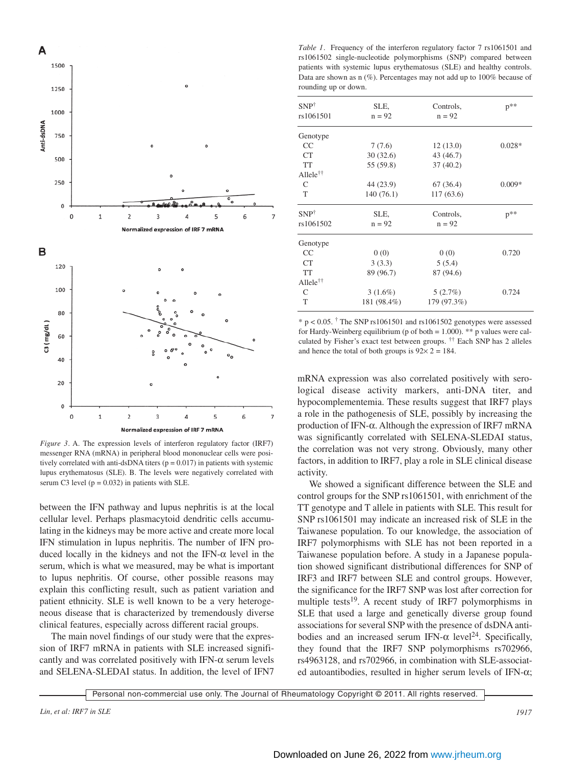Figure 3. A. The expression levels of interferon regulatory factor (IRF7) messenger RNA (mRNA) in peripheral blood mononuclear cells were positively correlated with anti-dsDNA titers ($p = 0.017$) in patients with systemic lupus erythematosus (SLE). B. The levels were negatively correlated with serum C3 level ($p = 0.032$) in patients with SLE.

between the IFN pathway and lupus nephritis is at the local cellular level. Perhaps plasmacytoid dendritic cells accumulating in the kidneys may be more active and create more local IFN stimulation in lupus nephritis. The number of IFN produced locally in the kidneys and not the IFN-α level in the serum, which is what we measured, may be what is important to lupus nephritis. Of course, other possible reasons may explain this conflicting result, such as patient variation and patient ethnicity. SLE is well known to be a very heterogeneous disease that is characterized by tremendously diverse clinical features, especially across different racial groups.

The main novel findings of our study were that the expression of IRF7 mRNA in patients with SLE increased significantly and was correlated positively with IFN-α serum levels and SELENA-SLEDAI status. In addition, the level of IFN7 mRNA expression was also correlated positively with serological disease activity markers, anti-DNA titer, and hypocomplementemia. These results suggest that IRF7 plays a role in the pathogenesis of SLE, possibly by increasing the production of IFN-α. Although the expression of IRF7 mRNA was significantly correlated with SELENA-SLEDAI status, the correlation was not very strong. Obviously, many other factors, in addition to IRF7, play a role in SLE clinical disease activity.

Table 1. Frequency of the interferon regulatory factor 7 rs1061501 and rs1061502 single-nucleotide polymorphisms (SNP) compared between patients with systemic lupus erythematosus (SLE) and healthy controls. Data are shown as n (%). Percentages may not add up to 100% because of rounding up or down.

| SNP† rs1061501 | SLE, n = 92 | Controls, n = 92 | p** |
|---|---|---|---|
| Genotype | | | |
| CC | 7 (7.6) | 12 (13.0) | 0.028* |
| CT | 30 (32.6) | 43 (46.7) | |
| TT | 55 (59.8) | 37 (40.2) | |
| Allele†† | | | |
| C | 44 (23.9) | 67 (36.4) | 0.009* |
| T | 140 (76.1) | 117 (63.6) | |
| **SNP† rs1061502** | **SLE, n = 92** | **Controls, n = 92** | **p**** |
| Genotype | | | |
| CC | 0 (0) | 0 (0) | 0.720 |
| CT | 3 (3.3) | 5 (5.4) | |
| TT | 89 (96.7) | 87 (94.6) | |
| Allele†† | | | |
| C | 3 (1.6%) | 5 (2.7%) | 0.724 |
| T | 181 (98.4%) | 179 (97.3%) | |

* $p < 0.05$. † The SNP rs1061501 and rs1061502 genotypes were assessed for Hardy-Weinberg equilibrium (p of both = 1.000). ** p values were calculated by Fisher's exact test between groups. †† Each SNP has 2 alleles and hence the total of both groups is $92 \times 2 = 184$.

We showed a significant difference between the SLE and control groups for the SNP rs1061501, with enrichment of the TT genotype and T allele in patients with SLE. This result for SNP rs1061501 may indicate an increased risk of SLE in the Taiwanese population. To our knowledge, the association of IRF7 polymorphisms with SLE has not been reported in a Taiwanese population before. A study in a Japanese population showed significant distributional differences for SNP of IRF3 and IRF7 between SLE and control groups. However, the significance for the IRF7 SNP was lost after correction for multiple tests[19]. A recent study of IRF7 polymorphisms in SLE that used a large and genetically diverse group found associations for several SNP with the presence of dsDNA antibodies and an increased serum IFN-α level[24]. Specifically, they found that the IRF7 SNP polymorphisms rs702966, rs4963128, and rs702966, in combination with SLE-associated autoantibodies, resulted in higher serum levels of IFN-α;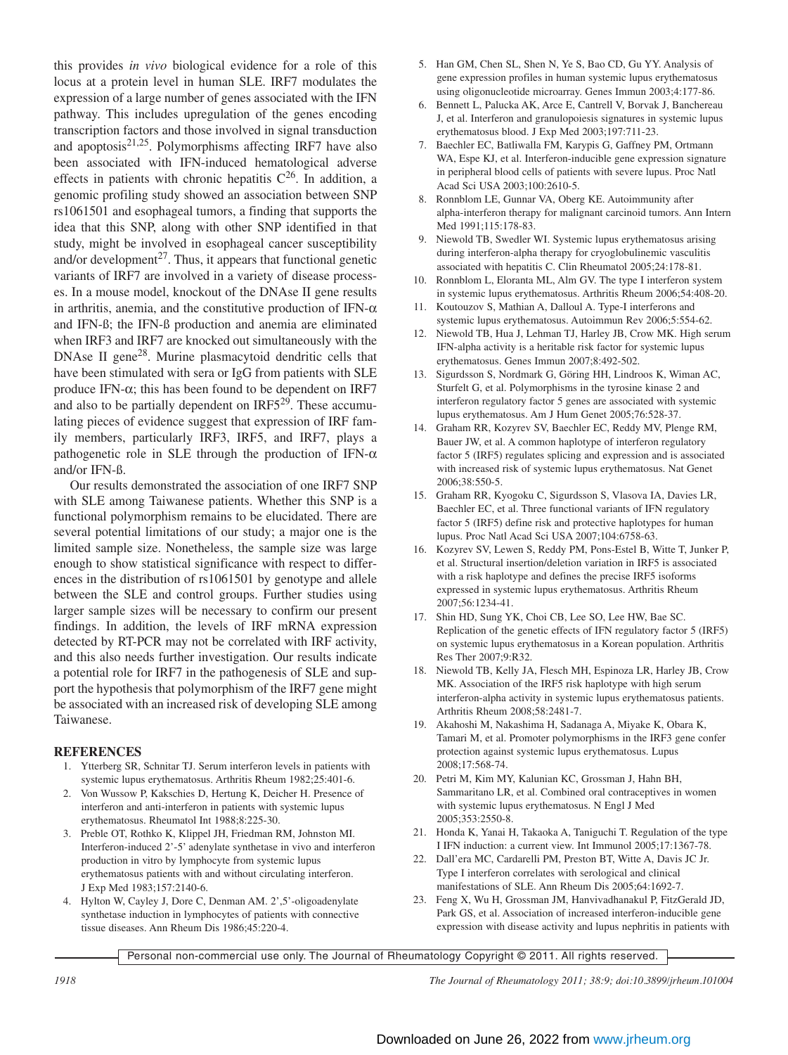this provides *in vivo* biological evidence for a role of this locus at a protein level in human SLE. IRF7 modulates the expression of a large number of genes associated with the IFN pathway. This includes upregulation of the genes encoding transcription factors and those involved in signal transduction and apoptosis[21,25]. Polymorphisms affecting IRF7 have also been associated with IFN-induced hematological adverse effects in patients with chronic hepatitis C[26]. In addition, a genomic profiling study showed an association between SNP rs1061501 and esophageal tumors, a finding that supports the idea that this SNP, along with other SNP identified in that study, might be involved in esophageal cancer susceptibility and/or development[27]. Thus, it appears that functional genetic variants of IRF7 are involved in a variety of disease processes. In a mouse model, knockout of the DNAse II gene results in arthritis, anemia, and the constitutive production of IFN-$\alpha$ and IFN-ß; the IFN-ß production and anemia are eliminated when IRF3 and IRF7 are knocked out simultaneously with the DNAse II gene[28]. Murine plasmacytoid dendritic cells that have been stimulated with sera or IgG from patients with SLE produce IFN-$\alpha$; this has been found to be dependent on IRF7 and also to be partially dependent on IRF5[29]. These accumulating pieces of evidence suggest that expression of IRF family members, particularly IRF3, IRF5, and IRF7, plays a pathogenetic role in SLE through the production of IFN-$\alpha$ and/or IFN-ß.

Our results demonstrated the association of one IRF7 SNP with SLE among Taiwanese patients. Whether this SNP is a functional polymorphism remains to be elucidated. There are several potential limitations of our study; a major one is the limited sample size. Nonetheless, the sample size was large enough to show statistical significance with respect to differences in the distribution of rs1061501 by genotype and allele between the SLE and control groups. Further studies using larger sample sizes will be necessary to confirm our present findings. In addition, the levels of IRF mRNA expression detected by RT-PCR may not be correlated with IRF activity, and this also needs further investigation. Our results indicate a potential role for IRF7 in the pathogenesis of SLE and support the hypothesis that polymorphism of the IRF7 gene might be associated with an increased risk of developing SLE among Taiwanese.

## REFERENCES

1. Ytterberg SR, Schnitar TJ. Serum interferon levels in patients with systemic lupus erythematosus. Arthritis Rheum 1982;25:401-6.
2. Von Wussow P, Kakschies D, Hertung K, Deicher H. Presence of interferon and anti-interferon in patients with systemic lupus erythematosus. Rheumatol Int 1988;8:225-30.
3. Preble OT, Rothko K, Klippel JH, Friedman RM, Johnston MI. Interferon-induced 2'-5' adenylate synthetase in vivo and interferon production in vitro by lymphocyte from systemic lupus erythematosus patients with and without circulating interferon. J Exp Med 1983;157:2140-6.
4. Hylton W, Cayley J, Dore C, Denman AM. 2',5'-oligoadenylate synthetase induction in lymphocytes of patients with connective tissue diseases. Ann Rheum Dis 1986;45:220-4.
5. Han GM, Chen SL, Shen N, Ye S, Bao CD, Gu YY. Analysis of gene expression profiles in human systemic lupus erythematosus using oligonucleotide microarray. Genes Immun 2003;4:177-86.
6. Bennett L, Palucka AK, Arce E, Cantrell V, Borvak J, Banchereau J, et al. Interferon and granulopoiesis signatures in systemic lupus erythematosus blood. J Exp Med 2003;197:711-23.
7. Baechler EC, Batliwalla FM, Karypis G, Gaffney PM, Ortmann WA, Espe KJ, et al. Interferon-inducible gene expression signature in peripheral blood cells of patients with severe lupus. Proc Natl Acad Sci USA 2003;100:2610-5.
8. Ronnblom LE, Gunnar VA, Oberg KE. Autoimmunity after alpha-interferon therapy for malignant carcinoid tumors. Ann Intern Med 1991;115:178-83.
9. Niewold TB, Swedler WI. Systemic lupus erythematosus arising during interferon-alpha therapy for cryoglobulinemic vasculitis associated with hepatitis C. Clin Rheumatol 2005;24:178-81.
10. Ronnblom L, Eloranta ML, Alm GV. The type I interferon system in systemic lupus erythematosus. Arthritis Rheum 2006;54:408-20.
11. Koutouzov S, Mathian A, Dalloul A. Type-I interferons and systemic lupus erythematosus. Autoimmun Rev 2006;5:554-62.
12. Niewold TB, Hua J, Lehman TJ, Harley JB, Crow MK. High serum IFN-alpha activity is a heritable risk factor for systemic lupus erythematosus. Genes Immun 2007;8:492-502.
13. Sigurdsson S, Nordmark G, Göring HH, Lindroos K, Wiman AC, Sturfelt G, et al. Polymorphisms in the tyrosine kinase 2 and interferon regulatory factor 5 genes are associated with systemic lupus erythematosus. Am J Hum Genet 2005;76:528-37.
14. Graham RR, Kozyrev SV, Baechler EC, Reddy MV, Plenge RM, Bauer JW, et al. A common haplotype of interferon regulatory factor 5 (IRF5) regulates splicing and expression and is associated with increased risk of systemic lupus erythematosus. Nat Genet 2006;38:550-5.
15. Graham RR, Kyogoku C, Sigurdsson S, Vlasova IA, Davies LR, Baechler EC, et al. Three functional variants of IFN regulatory factor 5 (IRF5) define risk and protective haplotypes for human lupus. Proc Natl Acad Sci USA 2007;104:6758-63.
16. Kozyrev SV, Lewen S, Reddy PM, Pons-Estel B, Witte T, Junker P, et al. Structural insertion/deletion variation in IRF5 is associated with a risk haplotype and defines the precise IRF5 isoforms expressed in systemic lupus erythematosus. Arthritis Rheum 2007;56:1234-41.
17. Shin HD, Sung YK, Choi CB, Lee SO, Lee HW, Bae SC. Replication of the genetic effects of IFN regulatory factor 5 (IRF5) on systemic lupus erythematosus in a Korean population. Arthritis Res Ther 2007;9:R32.
18. Niewold TB, Kelly JA, Flesch MH, Espinoza LR, Harley JB, Crow MK. Association of the IRF5 risk haplotype with high serum interferon-alpha activity in systemic lupus erythematosus patients. Arthritis Rheum 2008;58:2481-7.
19. Akahoshi M, Nakashima H, Sadanaga A, Miyake K, Obara K, Tamari M, et al. Promoter polymorphisms in the IRF3 gene confer protection against systemic lupus erythematosus. Lupus 2008;17:568-74.
20. Petri M, Kim MY, Kalunian KC, Grossman J, Hahn BH, Sammaritano LR, et al. Combined oral contraceptives in women with systemic lupus erythematosus. N Engl J Med 2005;353:2550-8.
21. Honda K, Yanai H, Takaoka A, Taniguchi T. Regulation of the type I IFN induction: a current view. Int Immunol 2005;17:1367-78.
22. Dall'era MC, Cardarelli PM, Preston BT, Witte A, Davis JC Jr. Type I interferon correlates with serological and clinical manifestations of SLE. Ann Rheum Dis 2005;64:1692-7.
23. Feng X, Wu H, Grossman JM, Hanvivadhanakul P, FitzGerald JD, Park GS, et al. Association of increased interferon-inducible gene expression with disease activity and lupus nephritis in patients with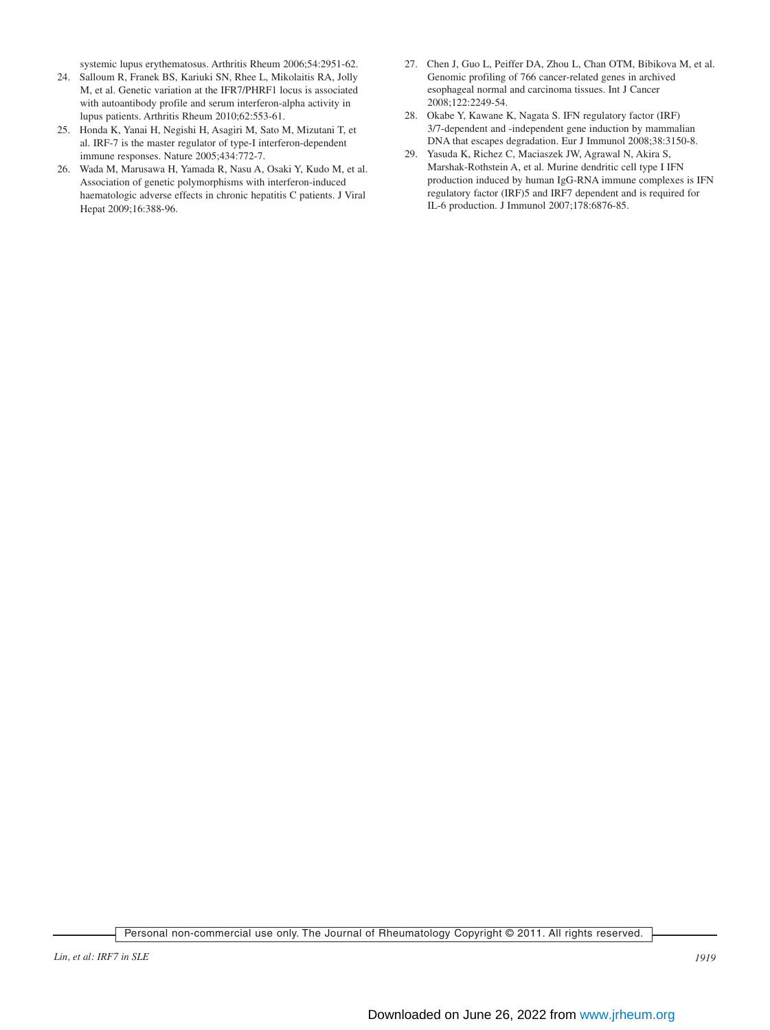systemic lupus erythematosus. Arthritis Rheum 2006;54:2951-62.

24. Salloum R, Franek BS, Kariuki SN, Rhee L, Mikolaitis RA, Jolly M, et al. Genetic variation at the IFR7/PHRF1 locus is associated with autoantibody profile and serum interferon-alpha activity in lupus patients. Arthritis Rheum 2010;62:553-61.
25. Honda K, Yanai H, Negishi H, Asagiri M, Sato M, Mizutani T, et al. IRF-7 is the master regulator of type-I interferon-dependent immune responses. Nature 2005;434:772-7.
26. Wada M, Marusawa H, Yamada R, Nasu A, Osaki Y, Kudo M, et al. Association of genetic polymorphisms with interferon-induced haematologic adverse effects in chronic hepatitis C patients. J Viral Hepat 2009;16:388-96.
27. Chen J, Guo L, Peiffer DA, Zhou L, Chan OTM, Bibikova M, et al. Genomic profiling of 766 cancer-related genes in archived esophageal normal and carcinoma tissues. Int J Cancer 2008;122:2249-54.
28. Okabe Y, Kawane K, Nagata S. IFN regulatory factor (IRF) 3/7-dependent and -independent gene induction by mammalian DNA that escapes degradation. Eur J Immunol 2008;38:3150-8.
29. Yasuda K, Richez C, Maciaszek JW, Agrawal N, Akira S, Marshak-Rothstein A, et al. Murine dendritic cell type I IFN production induced by human IgG-RNA immune complexes is IFN regulatory factor (IRF)5 and IRF7 dependent and is required for IL-6 production. J Immunol 2007;178:6876-85.